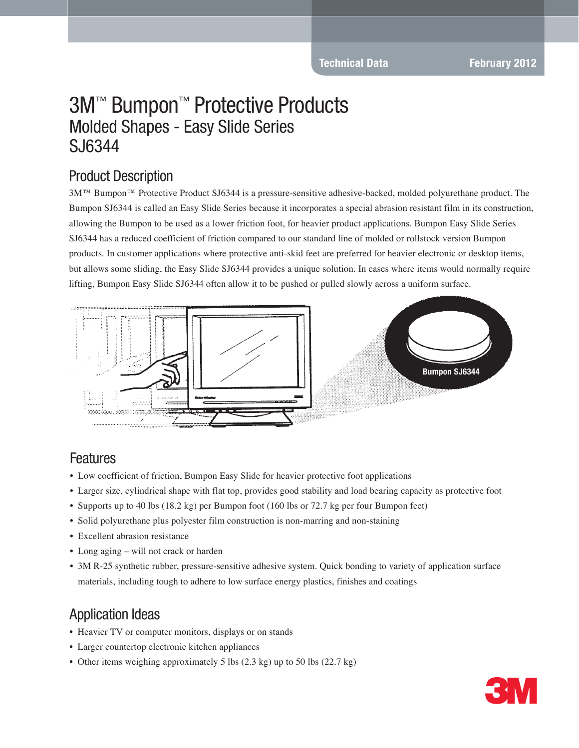Technical Data | February 2012

# 3M™ Bumpon™ Protective Products
## Molded Shapes - Easy Slide Series
## SJ6344

## Product Description

3M™ Bumpon™ Protective Product SJ6344 is a pressure-sensitive adhesive-backed, molded polyurethane product. The Bumpon SJ6344 is called an Easy Slide Series because it incorporates a special abrasion resistant film in its construction, allowing the Bumpon to be used as a lower friction foot, for heavier product applications. Bumpon Easy Slide Series SJ6344 has a reduced coefficient of friction compared to our standard line of molded or rollstock version Bumpon products. In customer applications where protective anti-skid feet are preferred for heavier electronic or desktop items, but allows some sliding, the Easy Slide SJ6344 provides a unique solution. In cases where items would normally require lifting, Bumpon Easy Slide SJ6344 often allow it to be pushed or pulled slowly across a uniform surface.

Bumpon SJ6344

## Features

- Low coefficient of friction, Bumpon Easy Slide for heavier protective foot applications
- Larger size, cylindrical shape with flat top, provides good stability and load bearing capacity as protective foot
- Supports up to 40 lbs (18.2 kg) per Bumpon foot (160 lbs or 72.7 kg per four Bumpon feet)
- Solid polyurethane plus polyester film construction is non-marring and non-staining
- Excellent abrasion resistance
- Long aging – will not crack or harden
- 3M R-25 synthetic rubber, pressure-sensitive adhesive system. Quick bonding to variety of application surface materials, including tough to adhere to low surface energy plastics, finishes and coatings

## Application Ideas

- Heavier TV or computer monitors, displays or on stands
- Larger countertop electronic kitchen appliances
- Other items weighing approximately 5 lbs (2.3 kg) up to 50 lbs (22.7 kg)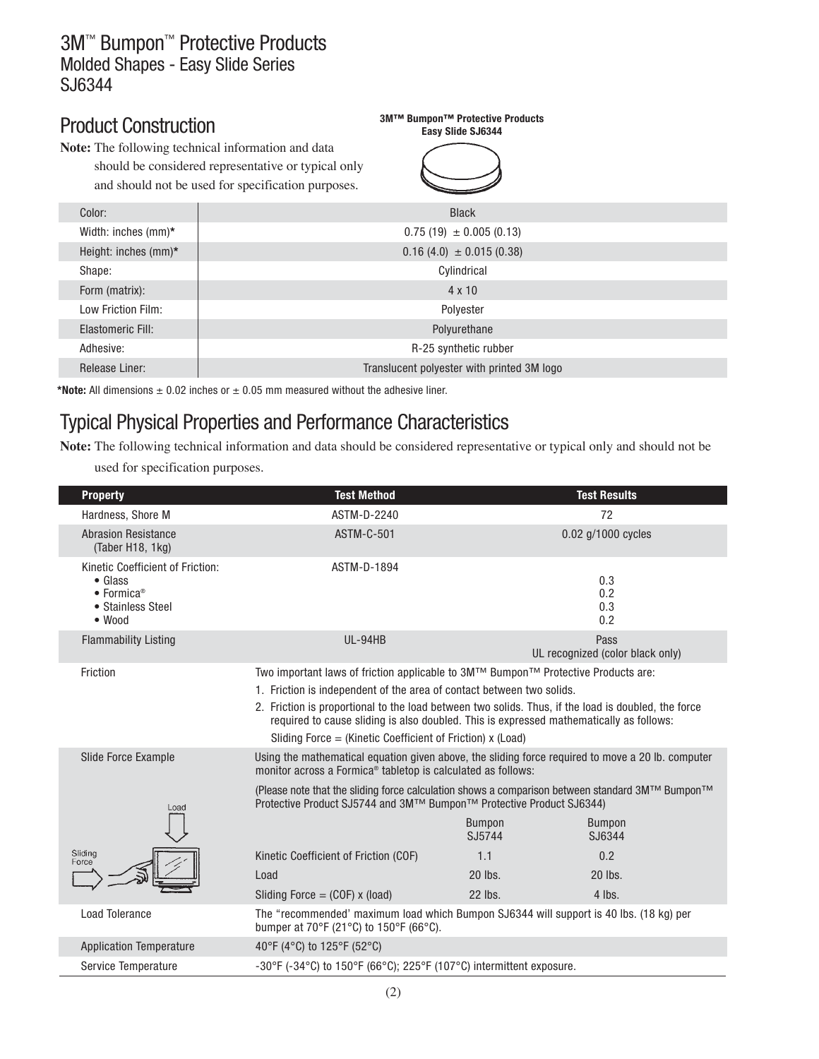# 3M™ Bumpon™ Protective Products
## Molded Shapes - Easy Slide Series
## SJ6344

## Product Construction

**Note:** The following technical information and data should be considered representative or typical only and should not be used for specification purposes.

**3M™ Bumpon™ Protective Products Easy Slide SJ6344**

| | |
|---|---|
| Color: | Black |
| Width: inches (mm)* | 0.75 (19) ± 0.005 (0.13) |
| Height: inches (mm)* | 0.16 (4.0) ± 0.015 (0.38) |
| Shape: | Cylindrical |
| Form (matrix): | 4 x 10 |
| Low Friction Film: | Polyester |
| Elastomeric Fill: | Polyurethane |
| Adhesive: | R-25 synthetic rubber |
| Release Liner: | Translucent polyester with printed 3M logo |

***Note:** All dimensions ± 0.02 inches or ± 0.05 mm measured without the adhesive liner.

## Typical Physical Properties and Performance Characteristics

**Note:** The following technical information and data should be considered representative or typical only and should not be used for specification purposes.

| Property | Test Method | Test Results |
|---|---|---|
| Hardness, Shore M | ASTM-D-2240 | 72 |
| Abrasion Resistance (Taber H18, 1kg) | ASTM-C-501 | 0.02 g/1000 cycles |
| Kinetic Coefficient of Friction:<br>• Glass<br>• Formica®<br>• Stainless Steel<br>• Wood | ASTM-D-1894 | <br>0.3<br>0.2<br>0.3<br>0.2 |
| Flammability Listing | UL-94HB | Pass<br>UL recognized (color black only) |

| Property | | | |
|---|---|---|---|
| Friction | Two important laws of friction applicable to 3M™ Bumpon™ Protective Products are:<br>1. Friction is independent of the area of contact between two solids.<br>2. Friction is proportional to the load between two solids. Thus, if the load is doubled, the force required to cause sliding is also doubled. This is expressed mathematically as follows:<br>Sliding Force = (Kinetic Coefficient of Friction) x (Load) | | |
| Slide Force Example | Using the mathematical equation given above, the sliding force required to move a 20 lb. computer monitor across a Formica® tabletop is calculated as follows:<br>(Please note that the sliding force calculation shows a comparison between standard 3M™ Bumpon™ Protective Product SJ5744 and 3M™ Bumpon™ Protective Product SJ6344) | | |
| | | Bumpon SJ5744 | Bumpon SJ6344 |
| | Kinetic Coefficient of Friction (COF) | 1.1 | 0.2 |
| | Load | 20 lbs. | 20 lbs. |
| | Sliding Force = (COF) x (load) | 22 lbs. | 4 lbs. |
| Load Tolerance | The "recommended" maximum load which Bumpon SJ6344 will support is 40 lbs. (18 kg) per bumper at 70°F (21°C) to 150°F (66°C). | | |
| Application Temperature | 40°F (4°C) to 125°F (52°C) | | |
| Service Temperature | -30°F (-34°C) to 150°F (66°C); 225°F (107°C) intermittent exposure. | | |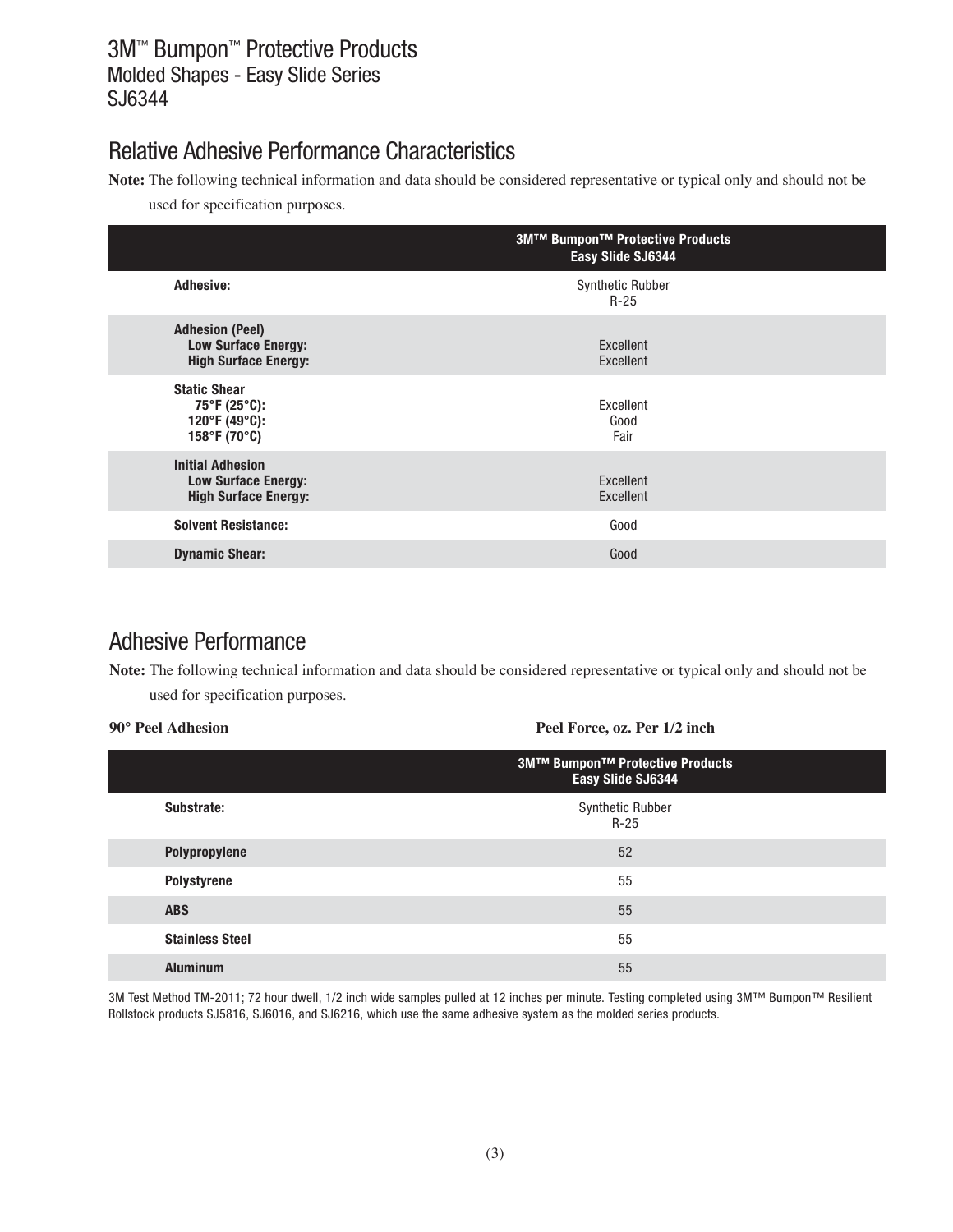# 3M™ Bumpon™ Protective Products
## Molded Shapes - Easy Slide Series
## SJ6344

## Relative Adhesive Performance Characteristics

**Note:** The following technical information and data should be considered representative or typical only and should not be used for specification purposes.

| | 3M™ Bumpon™ Protective Products Easy Slide SJ6344 |
|---|---|
| **Adhesive:** | Synthetic Rubber R-25 |
| **Adhesion (Peel)** | |
| **Low Surface Energy:** | Excellent |
| **High Surface Energy:** | Excellent |
| **Static Shear** | |
| **75°F (25°C):** | Excellent |
| **120°F (49°C):** | Good |
| **158°F (70°C)** | Fair |
| **Initial Adhesion** | |
| **Low Surface Energy:** | Excellent |
| **High Surface Energy:** | Excellent |
| **Solvent Resistance:** | Good |
| **Dynamic Shear:** | Good |

## Adhesive Performance

**Note:** The following technical information and data should be considered representative or typical only and should not be used for specification purposes.

**90° Peel Adhesion** **Peel Force, oz. Per 1/2 inch**

| | 3M™ Bumpon™ Protective Products Easy Slide SJ6344 |
|---|---|
| **Substrate:** | Synthetic Rubber R-25 |
| **Polypropylene** | 52 |
| **Polystyrene** | 55 |
| **ABS** | 55 |
| **Stainless Steel** | 55 |
| **Aluminum** | 55 |

3M Test Method TM-2011; 72 hour dwell, 1/2 inch wide samples pulled at 12 inches per minute. Testing completed using 3M™ Bumpon™ Resilient Rollstock products SJ5816, SJ6016, and SJ6216, which use the same adhesive system as the molded series products.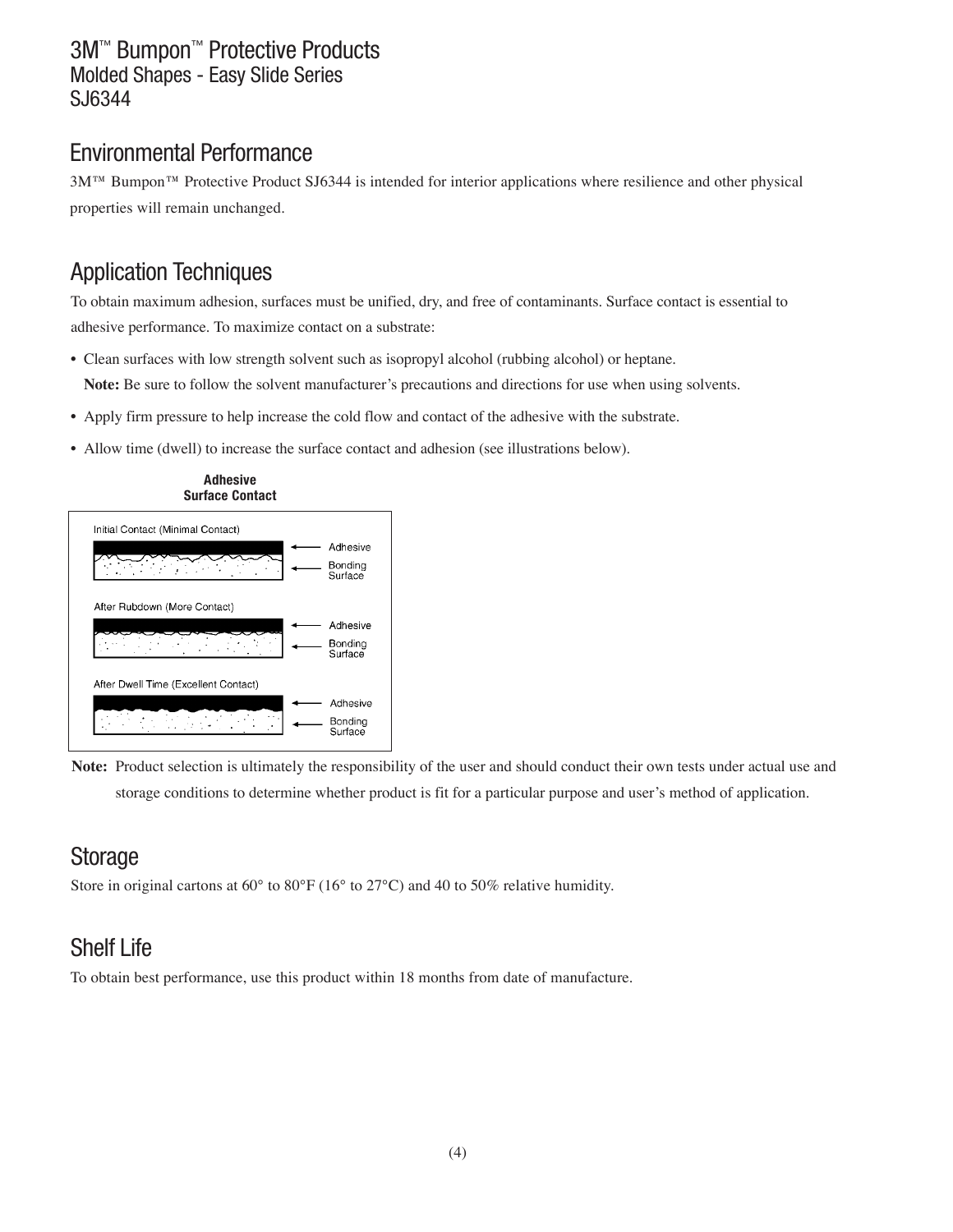# 3M™ Bumpon™ Protective Products
## Molded Shapes - Easy Slide Series
## SJ6344

## Environmental Performance

3M™ Bumpon™ Protective Product SJ6344 is intended for interior applications where resilience and other physical properties will remain unchanged.

## Application Techniques

To obtain maximum adhesion, surfaces must be unified, dry, and free of contaminants. Surface contact is essential to adhesive performance. To maximize contact on a substrate:

- Clean surfaces with low strength solvent such as isopropyl alcohol (rubbing alcohol) or heptane.
  **Note:** Be sure to follow the solvent manufacturer's precautions and directions for use when using solvents.
- Apply firm pressure to help increase the cold flow and contact of the adhesive with the substrate.
- Allow time (dwell) to increase the surface contact and adhesion (see illustrations below).

**Adhesive Surface Contact**

Initial Contact (Minimal Contact) — Adhesive; Bonding Surface

After Rubdown (More Contact) — Adhesive; Bonding Surface

After Dwell Time (Excellent Contact) — Adhesive; Bonding Surface

**Note:** Product selection is ultimately the responsibility of the user and should conduct their own tests under actual use and storage conditions to determine whether product is fit for a particular purpose and user's method of application.

## Storage

Store in original cartons at 60° to 80°F (16° to 27°C) and 40 to 50% relative humidity.

## Shelf Life

To obtain best performance, use this product within 18 months from date of manufacture.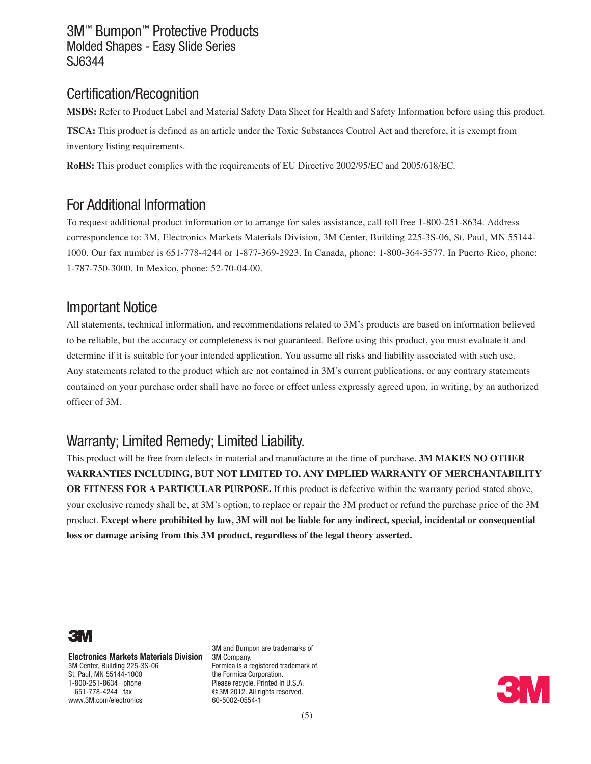3M™ Bumpon™ Protective Products
Molded Shapes - Easy Slide Series
SJ6344

## Certification/Recognition

**MSDS:** Refer to Product Label and Material Safety Data Sheet for Health and Safety Information before using this product.

**TSCA:** This product is defined as an article under the Toxic Substances Control Act and therefore, it is exempt from inventory listing requirements.

**RoHS:** This product complies with the requirements of EU Directive 2002/95/EC and 2005/618/EC.

## For Additional Information

To request additional product information or to arrange for sales assistance, call toll free 1-800-251-8634. Address correspondence to: 3M, Electronics Markets Materials Division, 3M Center, Building 225-3S-06, St. Paul, MN 55144-1000. Our fax number is 651-778-4244 or 1-877-369-2923. In Canada, phone: 1-800-364-3577. In Puerto Rico, phone: 1-787-750-3000. In Mexico, phone: 52-70-04-00.

## Important Notice

All statements, technical information, and recommendations related to 3M's products are based on information believed to be reliable, but the accuracy or completeness is not guaranteed. Before using this product, you must evaluate it and determine if it is suitable for your intended application. You assume all risks and liability associated with such use. Any statements related to the product which are not contained in 3M's current publications, or any contrary statements contained on your purchase order shall have no force or effect unless expressly agreed upon, in writing, by an authorized officer of 3M.

## Warranty; Limited Remedy; Limited Liability.

This product will be free from defects in material and manufacture at the time of purchase. **3M MAKES NO OTHER WARRANTIES INCLUDING, BUT NOT LIMITED TO, ANY IMPLIED WARRANTY OF MERCHANTABILITY OR FITNESS FOR A PARTICULAR PURPOSE.** If this product is defective within the warranty period stated above, your exclusive remedy shall be, at 3M's option, to replace or repair the 3M product or refund the purchase price of the 3M product. **Except where prohibited by law, 3M will not be liable for any indirect, special, incidental or consequential loss or damage arising from this 3M product, regardless of the legal theory asserted.**

3M

**Electronics Markets Materials Division**
3M Center, Building 225-3S-06
St. Paul, MN 55144-1000
1-800-251-8634 phone
651-778-4244 fax
www.3M.com/electronics

3M and Bumpon are trademarks of 3M Company.
Formica is a registered trademark of the Formica Corporation.
Please recycle. Printed in U.S.A.
© 3M 2012. All rights reserved.
60-5002-0554-1

3M